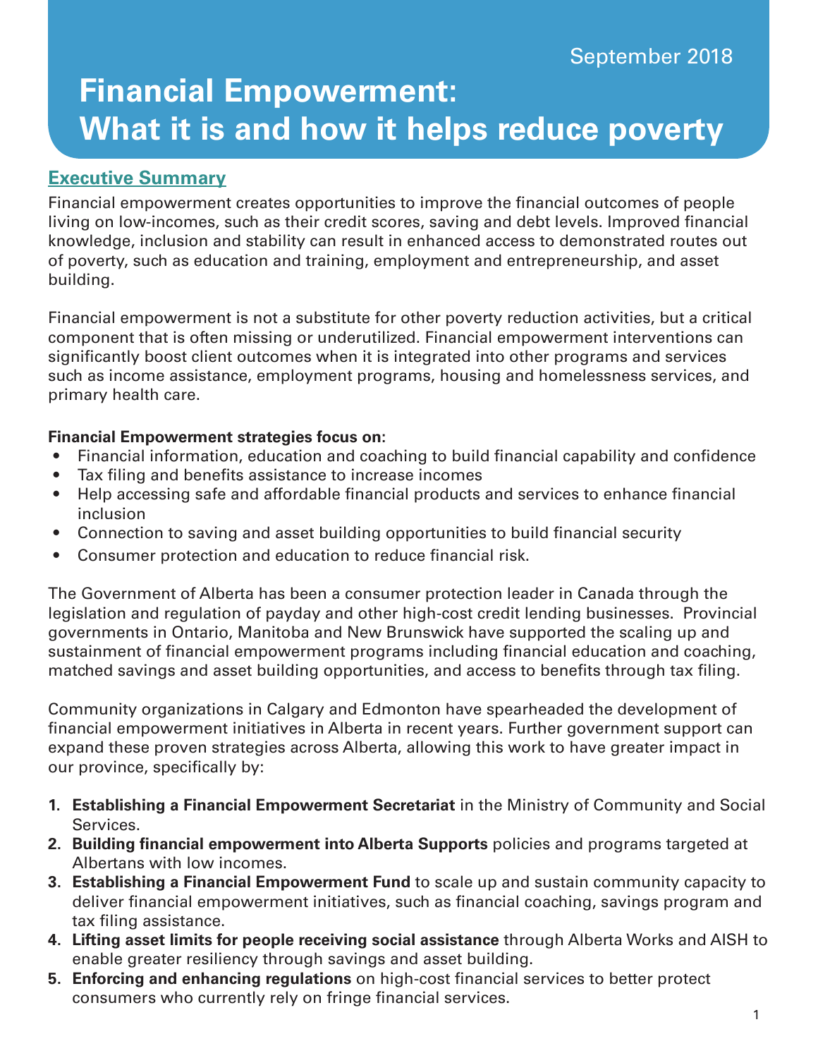September 2018

# Financial Empowerment: What it is and how it helps reduce poverty

## Executive Summary

Financial empowerment creates opportunities to improve the financial outcomes of people living on low-incomes, such as their credit scores, saving and debt levels. Improved financial knowledge, inclusion and stability can result in enhanced access to demonstrated routes out of poverty, such as education and training, employment and entrepreneurship, and asset building.

Financial empowerment is not a substitute for other poverty reduction activities, but a critical component that is often missing or underutilized. Financial empowerment interventions can significantly boost client outcomes when it is integrated into other programs and services such as income assistance, employment programs, housing and homelessness services, and primary health care.

**Financial Empowerment strategies focus on:**

- Financial information, education and coaching to build financial capability and confidence
- Tax filing and benefits assistance to increase incomes
- Help accessing safe and affordable financial products and services to enhance financial inclusion
- Connection to saving and asset building opportunities to build financial security
- Consumer protection and education to reduce financial risk.

The Government of Alberta has been a consumer protection leader in Canada through the legislation and regulation of payday and other high-cost credit lending businesses. Provincial governments in Ontario, Manitoba and New Brunswick have supported the scaling up and sustainment of financial empowerment programs including financial education and coaching, matched savings and asset building opportunities, and access to benefits through tax filing.

Community organizations in Calgary and Edmonton have spearheaded the development of financial empowerment initiatives in Alberta in recent years. Further government support can expand these proven strategies across Alberta, allowing this work to have greater impact in our province, specifically by:

1. **Establishing a Financial Empowerment Secretariat** in the Ministry of Community and Social Services.
2. **Building financial empowerment into Alberta Supports** policies and programs targeted at Albertans with low incomes.
3. **Establishing a Financial Empowerment Fund** to scale up and sustain community capacity to deliver financial empowerment initiatives, such as financial coaching, savings program and tax filing assistance.
4. **Lifting asset limits for people receiving social assistance** through Alberta Works and AISH to enable greater resiliency through savings and asset building.
5. **Enforcing and enhancing regulations** on high-cost financial services to better protect consumers who currently rely on fringe financial services.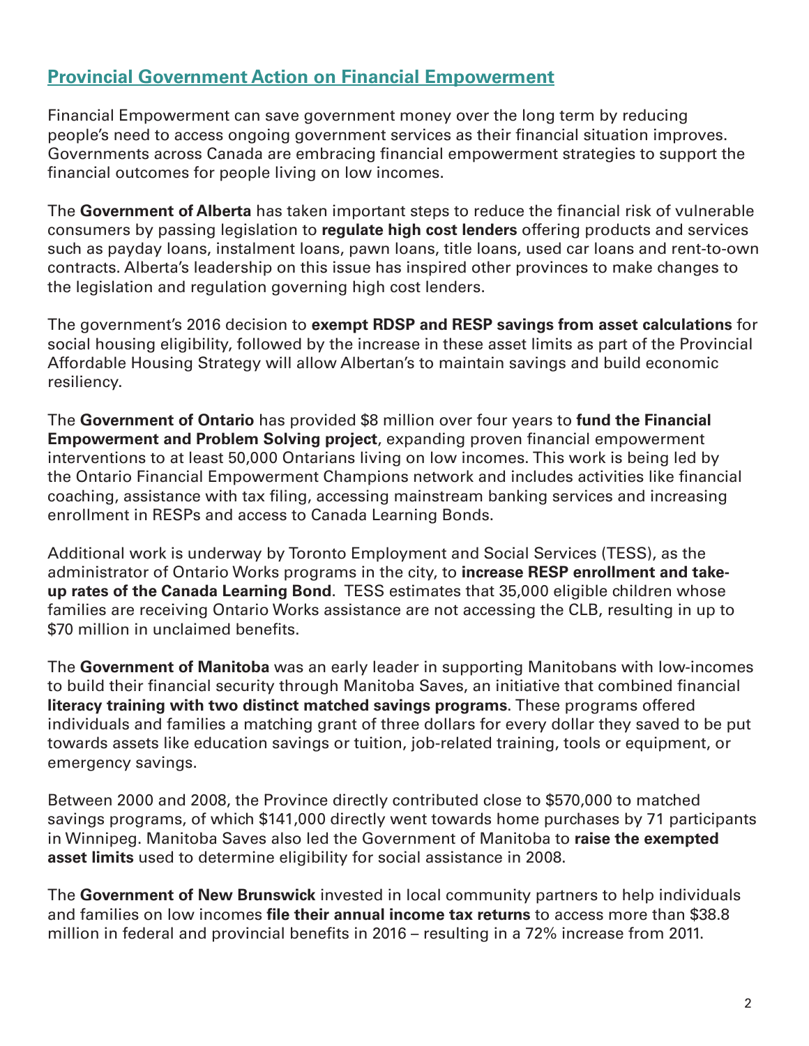## Provincial Government Action on Financial Empowerment

Financial Empowerment can save government money over the long term by reducing people's need to access ongoing government services as their financial situation improves. Governments across Canada are embracing financial empowerment strategies to support the financial outcomes for people living on low incomes.

The **Government of Alberta** has taken important steps to reduce the financial risk of vulnerable consumers by passing legislation to **regulate high cost lenders** offering products and services such as payday loans, instalment loans, pawn loans, title loans, used car loans and rent-to-own contracts. Alberta's leadership on this issue has inspired other provinces to make changes to the legislation and regulation governing high cost lenders.

The government's 2016 decision to **exempt RDSP and RESP savings from asset calculations** for social housing eligibility, followed by the increase in these asset limits as part of the Provincial Affordable Housing Strategy will allow Albertan's to maintain savings and build economic resiliency.

The **Government of Ontario** has provided $8 million over four years to **fund the Financial Empowerment and Problem Solving project**, expanding proven financial empowerment interventions to at least 50,000 Ontarians living on low incomes. This work is being led by the Ontario Financial Empowerment Champions network and includes activities like financial coaching, assistance with tax filing, accessing mainstream banking services and increasing enrollment in RESPs and access to Canada Learning Bonds.

Additional work is underway by Toronto Employment and Social Services (TESS), as the administrator of Ontario Works programs in the city, to **increase RESP enrollment and take-up rates of the Canada Learning Bond**. TESS estimates that 35,000 eligible children whose families are receiving Ontario Works assistance are not accessing the CLB, resulting in up to $70 million in unclaimed benefits.

The **Government of Manitoba** was an early leader in supporting Manitobans with low-incomes to build their financial security through Manitoba Saves, an initiative that combined financial **literacy training with two distinct matched savings programs**. These programs offered individuals and families a matching grant of three dollars for every dollar they saved to be put towards assets like education savings or tuition, job-related training, tools or equipment, or emergency savings.

Between 2000 and 2008, the Province directly contributed close to $570,000 to matched savings programs, of which $141,000 directly went towards home purchases by 71 participants in Winnipeg. Manitoba Saves also led the Government of Manitoba to **raise the exempted asset limits** used to determine eligibility for social assistance in 2008.

The **Government of New Brunswick** invested in local community partners to help individuals and families on low incomes **file their annual income tax returns** to access more than $38.8 million in federal and provincial benefits in 2016 – resulting in a 72% increase from 2011.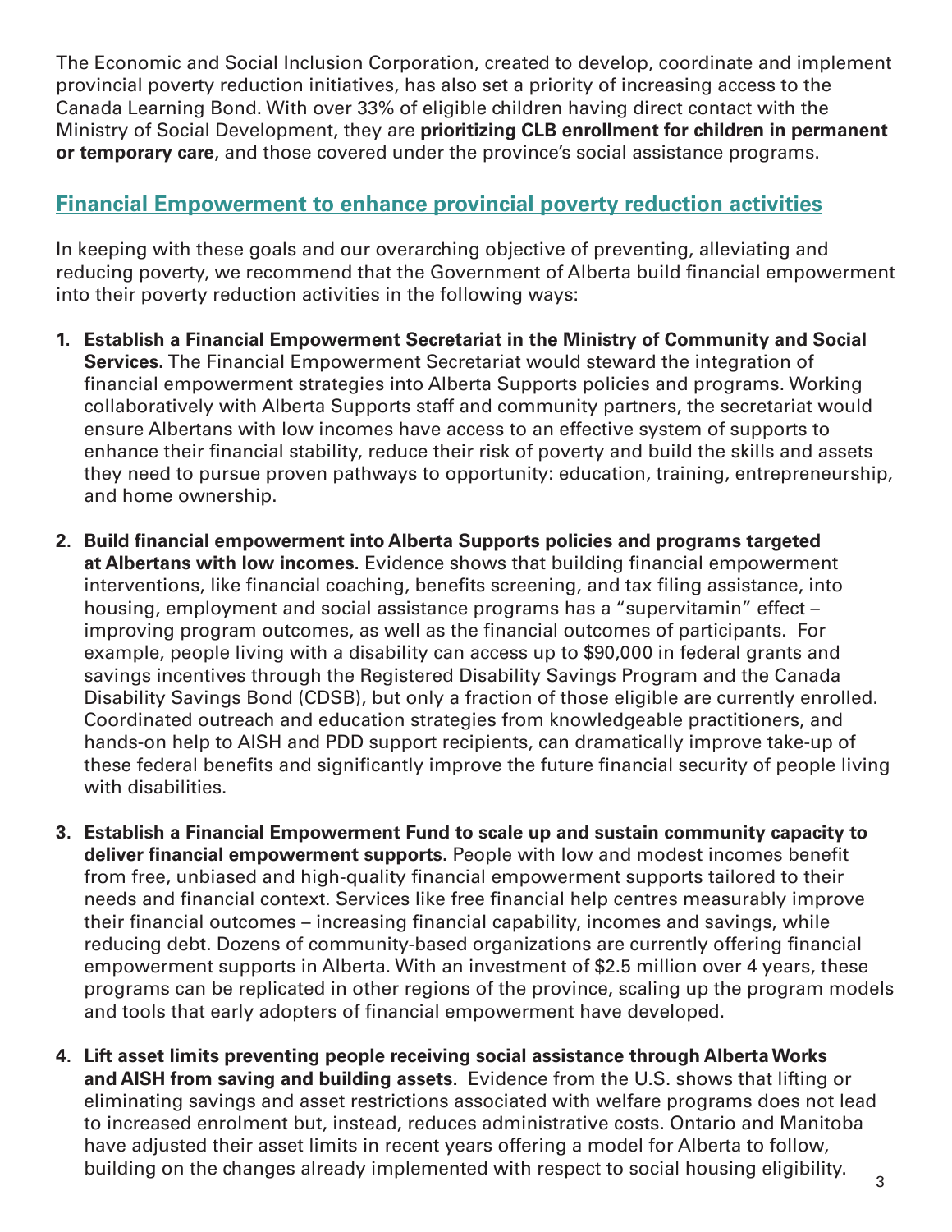The Economic and Social Inclusion Corporation, created to develop, coordinate and implement provincial poverty reduction initiatives, has also set a priority of increasing access to the Canada Learning Bond. With over 33% of eligible children having direct contact with the Ministry of Social Development, they are **prioritizing CLB enrollment for children in permanent or temporary care**, and those covered under the province's social assistance programs.

## Financial Empowerment to enhance provincial poverty reduction activities

In keeping with these goals and our overarching objective of preventing, alleviating and reducing poverty, we recommend that the Government of Alberta build financial empowerment into their poverty reduction activities in the following ways:

1. **Establish a Financial Empowerment Secretariat in the Ministry of Community and Social Services.** The Financial Empowerment Secretariat would steward the integration of financial empowerment strategies into Alberta Supports policies and programs. Working collaboratively with Alberta Supports staff and community partners, the secretariat would ensure Albertans with low incomes have access to an effective system of supports to enhance their financial stability, reduce their risk of poverty and build the skills and assets they need to pursue proven pathways to opportunity: education, training, entrepreneurship, and home ownership.

2. **Build financial empowerment into Alberta Supports policies and programs targeted at Albertans with low incomes.** Evidence shows that building financial empowerment interventions, like financial coaching, benefits screening, and tax filing assistance, into housing, employment and social assistance programs has a "supervitamin" effect – improving program outcomes, as well as the financial outcomes of participants. For example, people living with a disability can access up to $90,000 in federal grants and savings incentives through the Registered Disability Savings Program and the Canada Disability Savings Bond (CDSB), but only a fraction of those eligible are currently enrolled. Coordinated outreach and education strategies from knowledgeable practitioners, and hands-on help to AISH and PDD support recipients, can dramatically improve take-up of these federal benefits and significantly improve the future financial security of people living with disabilities.

3. **Establish a Financial Empowerment Fund to scale up and sustain community capacity to deliver financial empowerment supports.** People with low and modest incomes benefit from free, unbiased and high-quality financial empowerment supports tailored to their needs and financial context. Services like free financial help centres measurably improve their financial outcomes – increasing financial capability, incomes and savings, while reducing debt. Dozens of community-based organizations are currently offering financial empowerment supports in Alberta. With an investment of $2.5 million over 4 years, these programs can be replicated in other regions of the province, scaling up the program models and tools that early adopters of financial empowerment have developed.

4. **Lift asset limits preventing people receiving social assistance through Alberta Works and AISH from saving and building assets.** Evidence from the U.S. shows that lifting or eliminating savings and asset restrictions associated with welfare programs does not lead to increased enrolment but, instead, reduces administrative costs. Ontario and Manitoba have adjusted their asset limits in recent years offering a model for Alberta to follow, building on the changes already implemented with respect to social housing eligibility.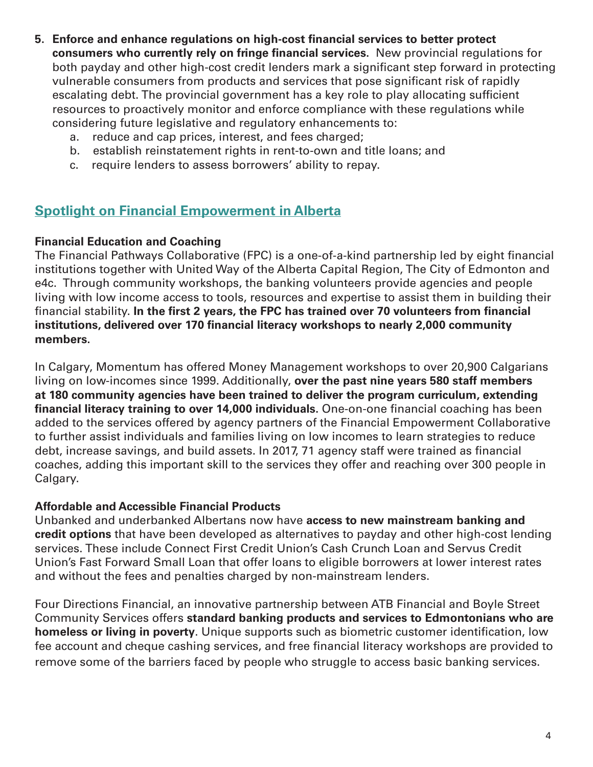5. **Enforce and enhance regulations on high-cost financial services to better protect consumers who currently rely on fringe financial services.** New provincial regulations for both payday and other high-cost credit lenders mark a significant step forward in protecting vulnerable consumers from products and services that pose significant risk of rapidly escalating debt. The provincial government has a key role to play allocating sufficient resources to proactively monitor and enforce compliance with these regulations while considering future legislative and regulatory enhancements to:
   a. reduce and cap prices, interest, and fees charged;
   b. establish reinstatement rights in rent-to-own and title loans; and
   c. require lenders to assess borrowers' ability to repay.

## Spotlight on Financial Empowerment in Alberta

### Financial Education and Coaching

The Financial Pathways Collaborative (FPC) is a one-of-a-kind partnership led by eight financial institutions together with United Way of the Alberta Capital Region, The City of Edmonton and e4c. Through community workshops, the banking volunteers provide agencies and people living with low income access to tools, resources and expertise to assist them in building their financial stability. **In the first 2 years, the FPC has trained over 70 volunteers from financial institutions, delivered over 170 financial literacy workshops to nearly 2,000 community members.**

In Calgary, Momentum has offered Money Management workshops to over 20,900 Calgarians living on low-incomes since 1999. Additionally, **over the past nine years 580 staff members at 180 community agencies have been trained to deliver the program curriculum, extending financial literacy training to over 14,000 individuals.** One-on-one financial coaching has been added to the services offered by agency partners of the Financial Empowerment Collaborative to further assist individuals and families living on low incomes to learn strategies to reduce debt, increase savings, and build assets. In 2017, 71 agency staff were trained as financial coaches, adding this important skill to the services they offer and reaching over 300 people in Calgary.

### Affordable and Accessible Financial Products

Unbanked and underbanked Albertans now have **access to new mainstream banking and credit options** that have been developed as alternatives to payday and other high-cost lending services. These include Connect First Credit Union's Cash Crunch Loan and Servus Credit Union's Fast Forward Small Loan that offer loans to eligible borrowers at lower interest rates and without the fees and penalties charged by non-mainstream lenders.

Four Directions Financial, an innovative partnership between ATB Financial and Boyle Street Community Services offers **standard banking products and services to Edmontonians who are homeless or living in poverty**. Unique supports such as biometric customer identification, low fee account and cheque cashing services, and free financial literacy workshops are provided to remove some of the barriers faced by people who struggle to access basic banking services.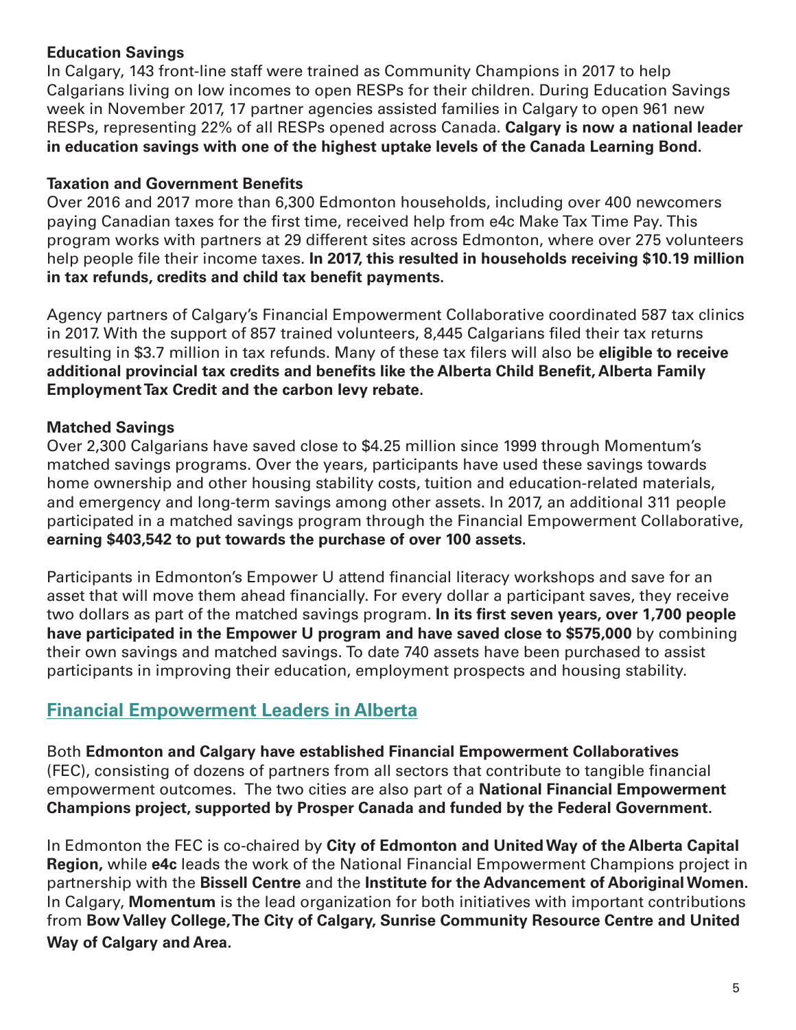**Education Savings**

In Calgary, 143 front-line staff were trained as Community Champions in 2017 to help Calgarians living on low incomes to open RESPs for their children. During Education Savings week in November 2017, 17 partner agencies assisted families in Calgary to open 961 new RESPs, representing 22% of all RESPs opened across Canada. **Calgary is now a national leader in education savings with one of the highest uptake levels of the Canada Learning Bond.**

**Taxation and Government Benefits**

Over 2016 and 2017 more than 6,300 Edmonton households, including over 400 newcomers paying Canadian taxes for the first time, received help from e4c Make Tax Time Pay. This program works with partners at 29 different sites across Edmonton, where over 275 volunteers help people file their income taxes. **In 2017, this resulted in households receiving $10.19 million in tax refunds, credits and child tax benefit payments.**

Agency partners of Calgary's Financial Empowerment Collaborative coordinated 587 tax clinics in 2017. With the support of 857 trained volunteers, 8,445 Calgarians filed their tax returns resulting in $3.7 million in tax refunds. Many of these tax filers will also be **eligible to receive additional provincial tax credits and benefits like the Alberta Child Benefit, Alberta Family Employment Tax Credit and the carbon levy rebate.**

**Matched Savings**

Over 2,300 Calgarians have saved close to $4.25 million since 1999 through Momentum's matched savings programs. Over the years, participants have used these savings towards home ownership and other housing stability costs, tuition and education-related materials, and emergency and long-term savings among other assets. In 2017, an additional 311 people participated in a matched savings program through the Financial Empowerment Collaborative, **earning $403,542 to put towards the purchase of over 100 assets.**

Participants in Edmonton's Empower U attend financial literacy workshops and save for an asset that will move them ahead financially. For every dollar a participant saves, they receive two dollars as part of the matched savings program. **In its first seven years, over 1,700 people have participated in the Empower U program and have saved close to $575,000** by combining their own savings and matched savings. To date 740 assets have been purchased to assist participants in improving their education, employment prospects and housing stability.

## Financial Empowerment Leaders in Alberta

Both **Edmonton and Calgary have established Financial Empowerment Collaboratives** (FEC), consisting of dozens of partners from all sectors that contribute to tangible financial empowerment outcomes. The two cities are also part of a **National Financial Empowerment Champions project, supported by Prosper Canada and funded by the Federal Government.**

In Edmonton the FEC is co-chaired by **City of Edmonton and United Way of the Alberta Capital Region,** while **e4c** leads the work of the National Financial Empowerment Champions project in partnership with the **Bissell Centre** and the **Institute for the Advancement of Aboriginal Women**. In Calgary, **Momentum** is the lead organization for both initiatives with important contributions from **Bow Valley College, The City of Calgary, Sunrise Community Resource Centre and United Way of Calgary and Area.**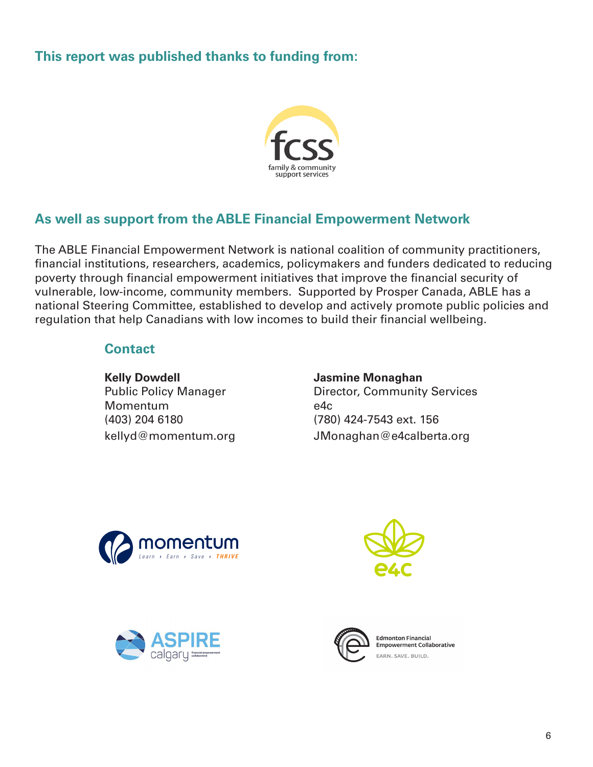## This report was published thanks to funding from:

## As well as support from the ABLE Financial Empowerment Network

The ABLE Financial Empowerment Network is national coalition of community practitioners, financial institutions, researchers, academics, policymakers and funders dedicated to reducing poverty through financial empowerment initiatives that improve the financial security of vulnerable, low-income, community members. Supported by Prosper Canada, ABLE has a national Steering Committee, established to develop and actively promote public policies and regulation that help Canadians with low incomes to build their financial wellbeing.

### Contact

**Kelly Dowdell**
Public Policy Manager
Momentum
(403) 204 6180
kellyd@momentum.org

**Jasmine Monaghan**
Director, Community Services
e4c
(780) 424-7543 ext. 156
JMonaghan@e4calberta.org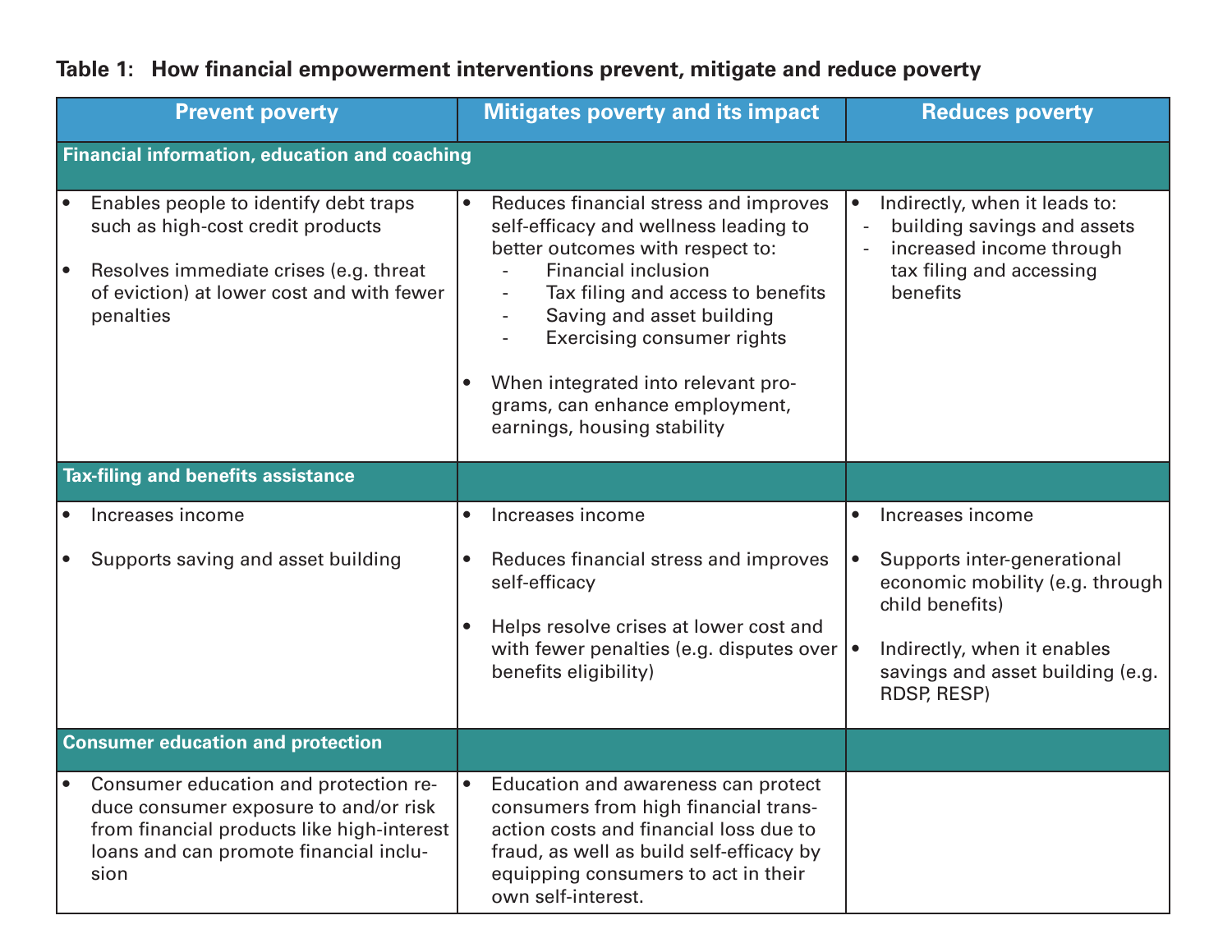**Table 1: How financial empowerment interventions prevent, mitigate and reduce poverty**

| Prevent poverty | Mitigates poverty and its impact | Reduces poverty |
|---|---|---|
| **Financial information, education and coaching** | | |
| • Enables people to identify debt traps such as high-cost credit products<br><br>• Resolves immediate crises (e.g. threat of eviction) at lower cost and with fewer penalties | • Reduces financial stress and improves self-efficacy and wellness leading to better outcomes with respect to:<br>- Financial inclusion<br>- Tax filing and access to benefits<br>- Saving and asset building<br>- Exercising consumer rights<br><br>• When integrated into relevant programs, can enhance employment, earnings, housing stability | • Indirectly, when it leads to:<br>- building savings and assets<br>- increased income through tax filing and accessing benefits |
| **Tax-filing and benefits assistance** | | |
| • Increases income<br><br>• Supports saving and asset building | • Increases income<br><br>• Reduces financial stress and improves self-efficacy<br><br>• Helps resolve crises at lower cost and with fewer penalties (e.g. disputes over benefits eligibility) | • Increases income<br><br>• Supports inter-generational economic mobility (e.g. through child benefits)<br><br>• Indirectly, when it enables savings and asset building (e.g. RDSP, RESP) |
| **Consumer education and protection** | | |
| • Consumer education and protection reduce consumer exposure to and/or risk from financial products like high-interest loans and can promote financial inclusion | • Education and awareness can protect consumers from high financial transaction costs and financial loss due to fraud, as well as build self-efficacy by equipping consumers to act in their own self-interest. | |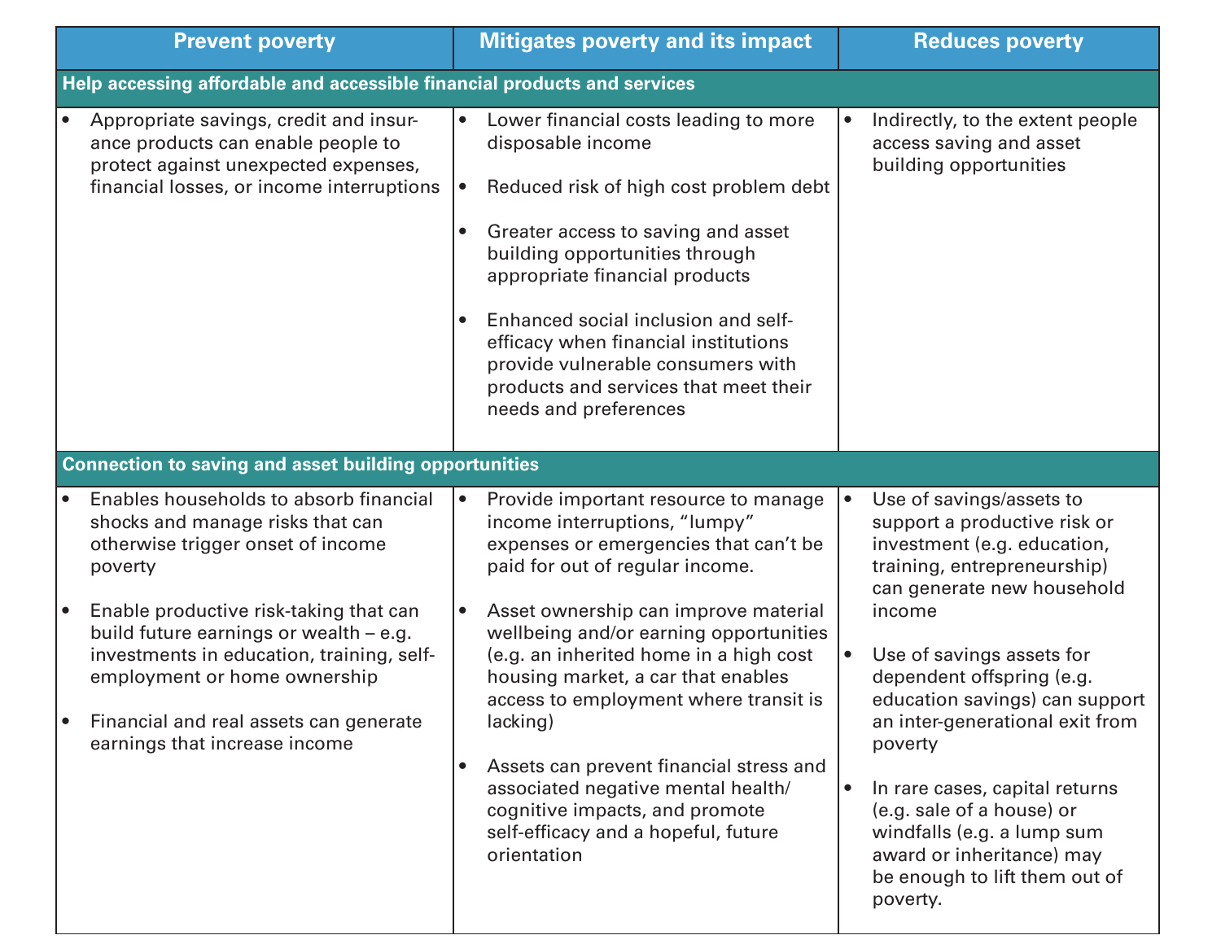| Prevent poverty | Mitigates poverty and its impact | Reduces poverty |
|---|---|---|
| **Help accessing affordable and accessible financial products and services** | | |
| • Appropriate savings, credit and insurance products can enable people to protect against unexpected expenses, financial losses, or income interruptions | • Lower financial costs leading to more disposable income<br>• Reduced risk of high cost problem debt<br>• Greater access to saving and asset building opportunities through appropriate financial products<br>• Enhanced social inclusion and self-efficacy when financial institutions provide vulnerable consumers with products and services that meet their needs and preferences | • Indirectly, to the extent people access saving and asset building opportunities |
| **Connection to saving and asset building opportunities** | | |
| • Enables households to absorb financial shocks and manage risks that can otherwise trigger onset of income poverty<br>• Enable productive risk-taking that can build future earnings or wealth – e.g. investments in education, training, self-employment or home ownership<br>• Financial and real assets can generate earnings that increase income | • Provide important resource to manage income interruptions, "lumpy" expenses or emergencies that can't be paid for out of regular income.<br>• Asset ownership can improve material wellbeing and/or earning opportunities (e.g. an inherited home in a high cost housing market, a car that enables access to employment where transit is lacking)<br>• Assets can prevent financial stress and associated negative mental health/cognitive impacts, and promote self-efficacy and a hopeful, future orientation | • Use of savings/assets to support a productive risk or investment (e.g. education, training, entrepreneurship) can generate new household income<br>• Use of savings assets for dependent offspring (e.g. education savings) can support an inter-generational exit from poverty<br>• In rare cases, capital returns (e.g. sale of a house) or windfalls (e.g. a lump sum award or inheritance) may be enough to lift them out of poverty. |